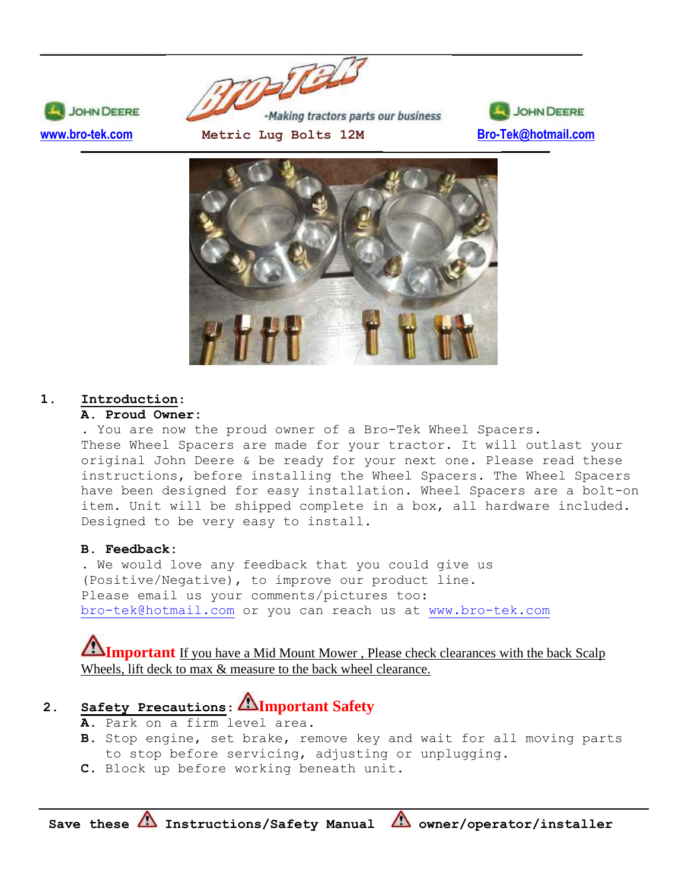JOHN DEERE — Bro-Tek — *-Making tractors parts our business* — JOHN DEERE

www.bro-tek.com — **Metric Lug Bolts 12M** — Bro-Tek@hotmail.com

## 1. Introduction:

**A. Proud Owner:**

. You are now the proud owner of a Bro-Tek Wheel Spacers. These Wheel Spacers are made for your tractor. It will outlast your original John Deere & be ready for your next one. Please read these instructions, before installing the Wheel Spacers. The Wheel Spacers have been designed for easy installation. Wheel Spacers are a bolt-on item. Unit will be shipped complete in a box, all hardware included. Designed to be very easy to install.

**B. Feedback:**

. We would love any feedback that you could give us (Positive/Negative), to improve our product line. Please email us your comments/pictures too: bro-tek@hotmail.com or you can reach us at www.bro-tek.com

⚠ **Important** If you have a Mid Mount Mower , Please check clearances with the back Scalp Wheels, lift deck to max & measure to the back wheel clearance.

## 2. Safety Precautions: ⚠ Important Safety

**A.** Park on a firm level area.
**B.** Stop engine, set brake, remove key and wait for all moving parts to stop before servicing, adjusting or unplugging.
**C.** Block up before working beneath unit.

**Save these ⚠ Instructions/Safety Manual ⚠ owner/operator/installer**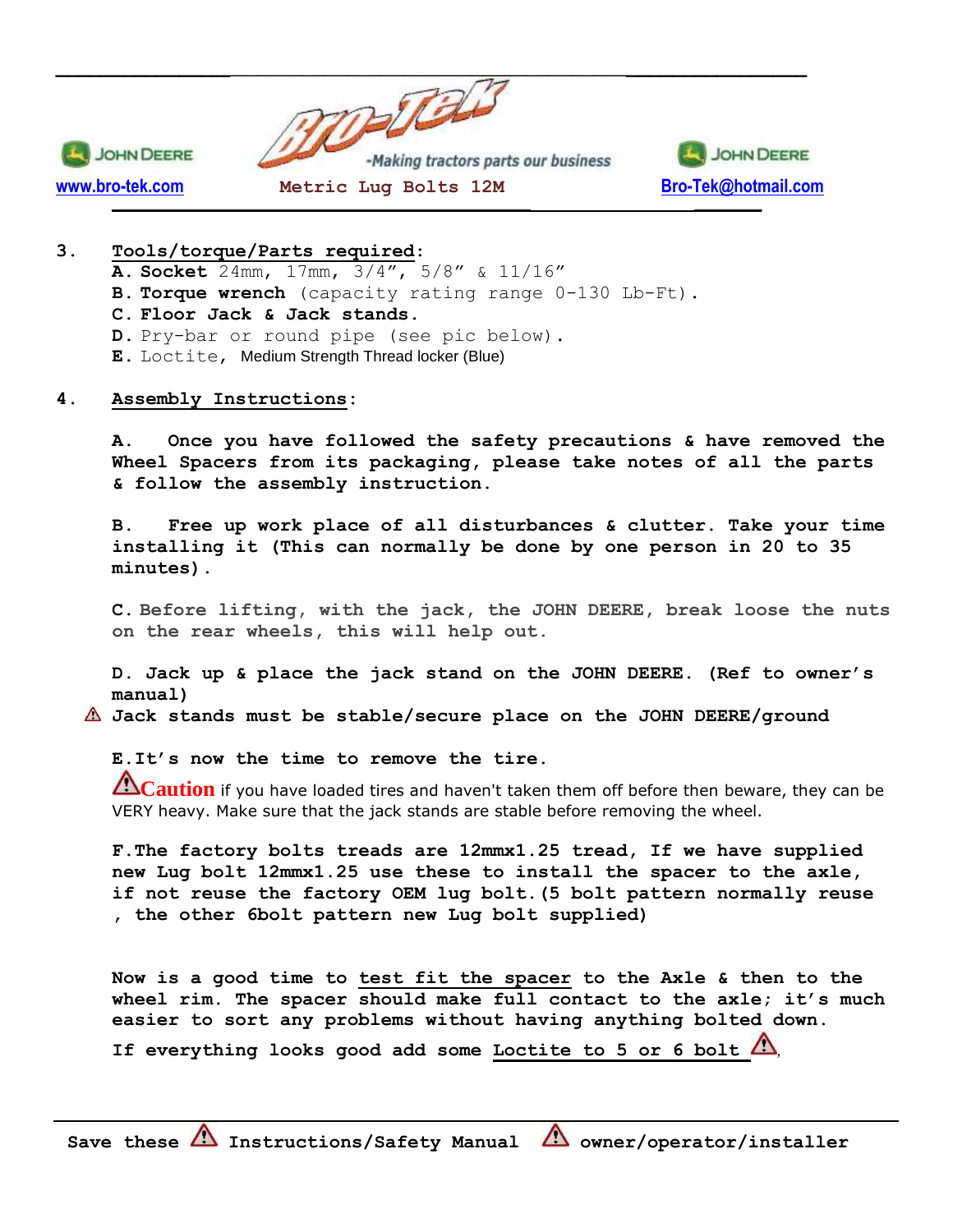## 3. Tools/torque/Parts required:

**A. Socket** 24mm, 17mm, 3/4", 5/8" & 11/16"
**B. Torque wrench** (capacity rating range 0-130 Lb-Ft).
**C. Floor Jack & Jack stands.**
**D.** Pry-bar or round pipe (see pic below).
**E.** Loctite, Medium Strength Thread locker (Blue)

## 4. Assembly Instructions:

**A. Once you have followed the safety precautions & have removed the Wheel Spacers from its packaging, please take notes of all the parts & follow the assembly instruction.**

**B. Free up work place of all disturbances & clutter. Take your time installing it (This can normally be done by one person in 20 to 35 minutes).**

**C.** Before lifting, with the jack, the JOHN DEERE, break loose the nuts on the rear wheels, this will help out.

**D. Jack up & place the jack stand on the JOHN DEERE. (Ref to owner's manual)**

⚠ **Jack stands must be stable/secure place on the JOHN DEERE/ground**

**E. It's now the time to remove the tire.**

⚠**Caution** if you have loaded tires and haven't taken them off before then beware, they can be VERY heavy. Make sure that the jack stands are stable before removing the wheel.

**F. The factory bolts treads are 12mmx1.25 tread, If we have supplied new Lug bolt 12mmx1.25 use these to install the spacer to the axle, if not reuse the factory OEM lug bolt. (5 bolt pattern normally reuse , the other 6bolt pattern new Lug bolt supplied)**

**Now is a good time to test fit the spacer to the Axle & then to the wheel rim. The spacer should make full contact to the axle; it's much easier to sort any problems without having anything bolted down.**

**If everything looks good add some Loctite to 5 or 6 bolt** ⚠

**Save these ⚠ Instructions/Safety Manual ⚠ owner/operator/installer**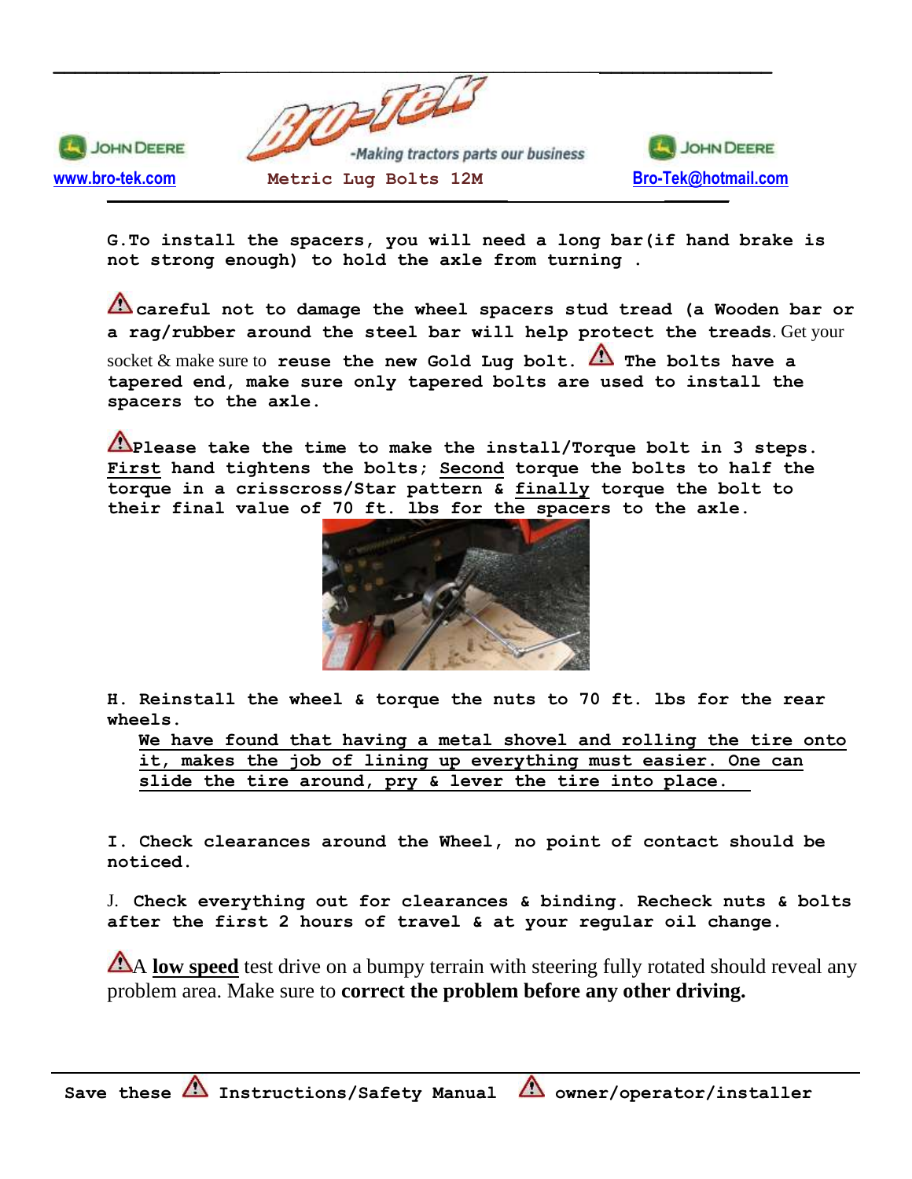**G.To install the spacers, you will need a long bar(if hand brake is not strong enough) to hold the axle from turning .**

⚠**careful not to damage the wheel spacers stud tread (a Wooden bar or a rag/rubber around the steel bar will help protect the treads**. Get your socket & make sure to **reuse the new Gold Lug bolt.** ⚠ **The bolts have a tapered end, make sure only tapered bolts are used to install the spacers to the axle.**

⚠**Please take the time to make the install/Torque bolt in 3 steps. <u>First</u> hand tightens the bolts; <u>Second</u> torque the bolts to half the torque in a crisscross/Star pattern & <u>finally</u> torque the bolt to their final value of 70 ft. lbs for the spacers to the axle.**

**H. Reinstall the wheel & torque the nuts to 70 ft. lbs for the rear wheels.**

<u>**We have found that having a metal shovel and rolling the tire onto it, makes the job of lining up everything must easier. One can slide the tire around, pry & lever the tire into place.**</u>

**I. Check clearances around the Wheel, no point of contact should be noticed.**

J. **Check everything out for clearances & binding. Recheck nuts & bolts after the first 2 hours of travel & at your regular oil change.**

⚠A <u>**low speed**</u> test drive on a bumpy terrain with steering fully rotated should reveal any problem area. Make sure to **correct the problem before any other driving.**

**Save these ⚠ Instructions/Safety Manual ⚠ owner/operator/installer**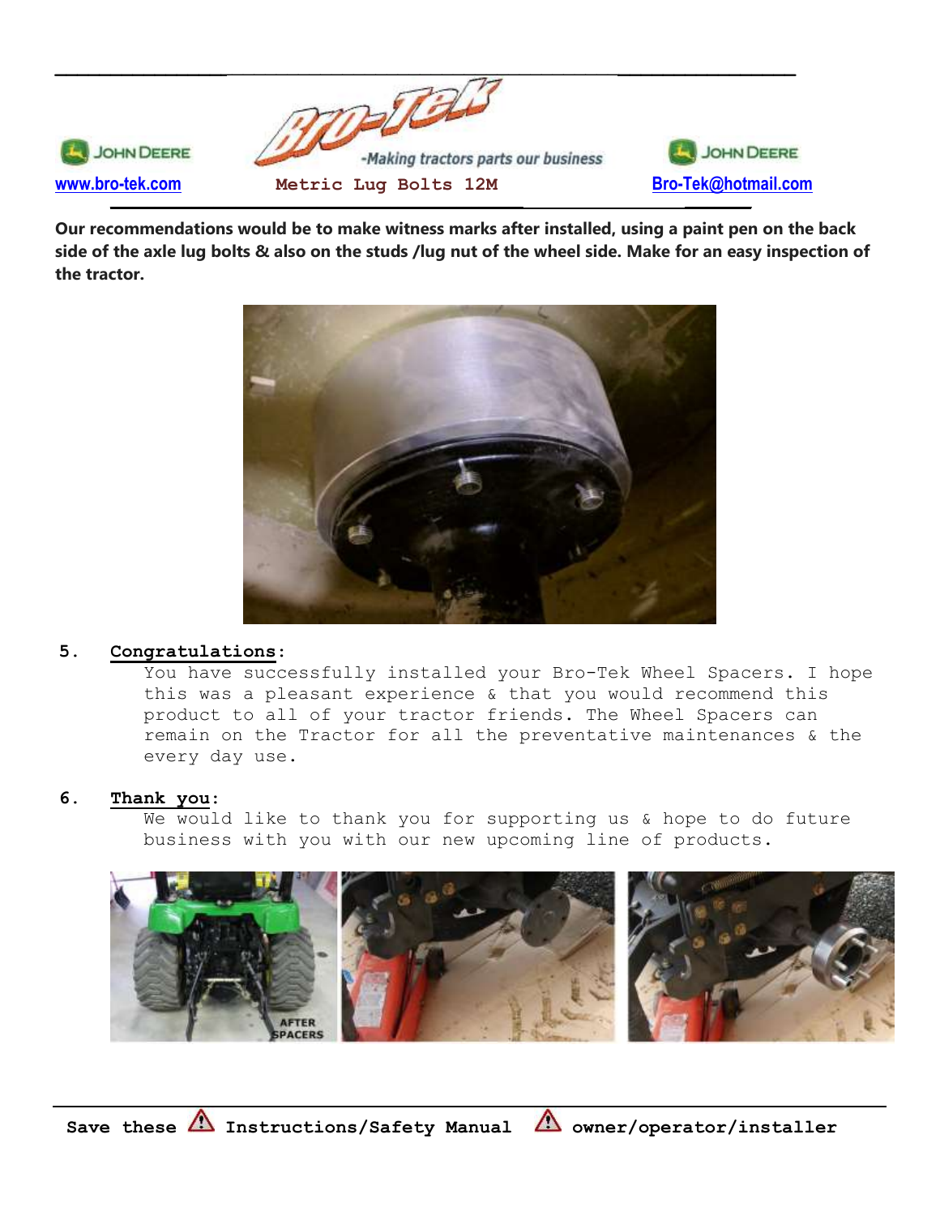**Our recommendations would be to make witness marks after installed, using a paint pen on the back side of the axle lug bolts & also on the studs /lug nut of the wheel side. Make for an easy inspection of the tractor.**

5. **Congratulations:**
   You have successfully installed your Bro-Tek Wheel Spacers. I hope this was a pleasant experience & that you would recommend this product to all of your tractor friends. The Wheel Spacers can remain on the Tractor for all the preventative maintenances & the every day use.

6. **Thank you:**
   We would like to thank you for supporting us & hope to do future business with you with our new upcoming line of products.

**Save these Instructions/Safety Manual owner/operator/installer**